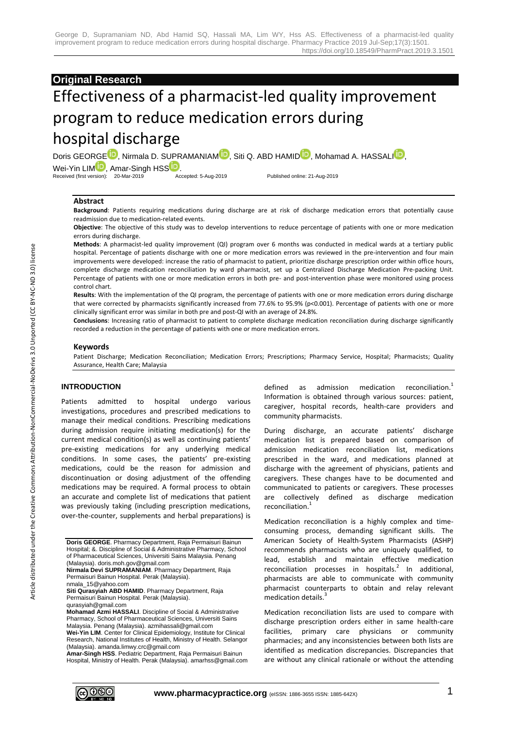**Original Research**

# Effectiveness of a pharmacist-led quality improvement program to reduce medication errors during hospital discharge

Doris GEORGE, Nirmala D. SUPRAMANIAM, Siti Q. ABD HAMID, Mohamad A. HASSALI, Wei-Yin LIM, Amar-Singh HSS.

Received (first version): 20-Mar-2019 Accepted: 5-Aug-2019 Published online: 21-Aug-2019

## Abstract

**Background**: Patients requiring medications during discharge are at risk of discharge medication errors that potentially cause readmission due to medication-related events.

**Objective**: The objective of this study was to develop interventions to reduce percentage of patients with one or more medication errors during discharge.

**Methods**: A pharmacist-led quality improvement (QI) program over 6 months was conducted in medical wards at a tertiary public hospital. Percentage of patients discharge with one or more medication errors was reviewed in the pre-intervention and four main improvements were developed: increase the ratio of pharmacist to patient, prioritize discharge prescription order within office hours, complete discharge medication reconciliation by ward pharmacist, set up a Centralized Discharge Medication Pre-packing Unit. Percentage of patients with one or more medication errors in both pre- and post-intervention phase were monitored using process control chart.

**Results**: With the implementation of the QI program, the percentage of patients with one or more medication errors during discharge that were corrected by pharmacists significantly increased from 77.6% to 95.9% (p<0.001). Percentage of patients with one or more clinically significant error was similar in both pre and post-QI with an average of 24.8%.

**Conclusions**: Increasing ratio of pharmacist to patient to complete discharge medication reconciliation during discharge significantly recorded a reduction in the percentage of patients with one or more medication errors.

## Keywords

Patient Discharge; Medication Reconciliation; Medication Errors; Prescriptions; Pharmacy Service, Hospital; Pharmacists; Quality Assurance, Health Care; Malaysia

## INTRODUCTION

Patients admitted to hospital undergo various investigations, procedures and prescribed medications to manage their medical conditions. Prescribing medications during admission require initiating medication(s) for the current medical condition(s) as well as continuing patients' pre-existing medications for any underlying medical conditions. In some cases, the patients' pre-existing medications, could be the reason for admission and discontinuation or dosing adjustment of the offending medications may be required. A formal process to obtain an accurate and complete list of medications that patient was previously taking (including prescription medications, over-the-counter, supplements and herbal preparations) is defined as admission medication reconciliation.[1] Information is obtained through various sources: patient, caregiver, hospital records, health-care providers and community pharmacists.

During discharge, an accurate patients' discharge medication list is prepared based on comparison of admission medication reconciliation list, medications prescribed in the ward, and medications planned at discharge with the agreement of physicians, patients and caregivers. These changes have to be documented and communicated to patients or caregivers. These processes are collectively defined as discharge medication reconciliation.[1]

Medication reconciliation is a highly complex and time-consuming process, demanding significant skills. The American Society of Health-System Pharmacists (ASHP) recommends pharmacists who are uniquely qualified, to lead, establish and maintain effective medication reconciliation processes in hospitals.[2] In additional, pharmacists are able to communicate with community pharmacist counterparts to obtain and relay relevant medication details.[3]

Medication reconciliation lists are used to compare with discharge prescription orders either in same health-care facilities, primary care physicians or community pharmacies; and any inconsistencies between both lists are identified as medication discrepancies. Discrepancies that are without any clinical rationale or without the attending

**Doris GEORGE**. Pharmacy Department, Raja Permaisuri Bainun Hospital; &. Discipline of Social & Administrative Pharmacy, School of Pharmaceutical Sciences, Universiti Sains Malaysia. Penang (Malaysia). doris.moh.gov@gmail.com

**Nirmala Devi SUPRAMANIAM**. Pharmacy Department, Raja Permaisuri Bainun Hospital. Perak (Malaysia). nmala_15@yahoo.com

**Siti Qurasyiah ABD HAMID**. Pharmacy Department, Raja Permaisuri Bainun Hospital. Perak (Malaysia). qurasyiah@gmail.com

**Mohamad Azmi HASSALI**. Discipline of Social & Administrative Pharmacy, School of Pharmaceutical Sciences, Universiti Sains Malaysia. Penang (Malaysia). azmihassali@gmail.com

**Wei-Yin LIM**. Center for Clinical Epidemiology, Institute for Clinical Research, National Institutes of Health, Ministry of Health. Selangor (Malaysia). amanda.limwy.crc@gmail.com

**Amar-Singh HSS**. Pediatric Department, Raja Permaisuri Bainun Hospital, Ministry of Health. Perak (Malaysia). amarhss@gmail.com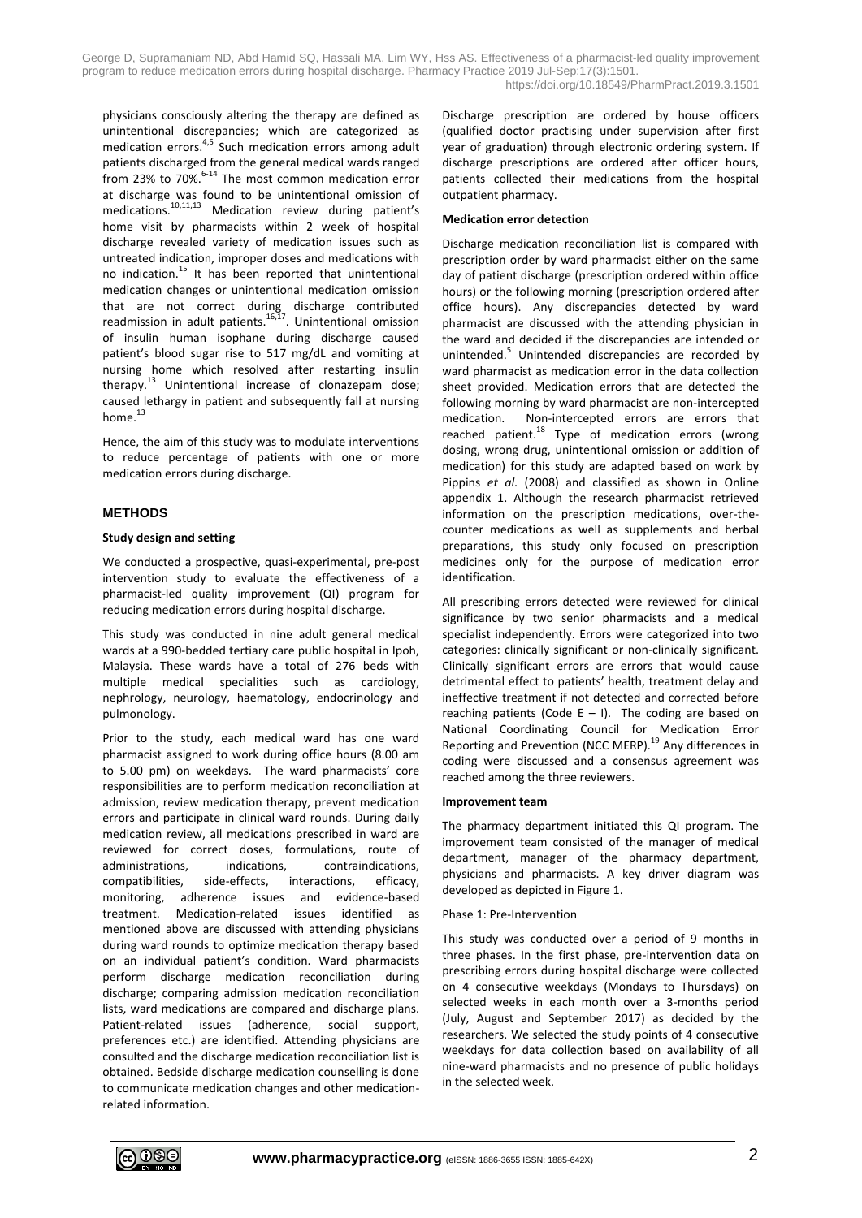physicians consciously altering the therapy are defined as unintentional discrepancies; which are categorized as medication errors.[4,5] Such medication errors among adult patients discharged from the general medical wards ranged from 23% to 70%.[6-14] The most common medication error at discharge was found to be unintentional omission of medications.[10,11,13] Medication review during patient's home visit by pharmacists within 2 week of hospital discharge revealed variety of medication issues such as untreated indication, improper doses and medications with no indication.[15] It has been reported that unintentional medication changes or unintentional medication omission that are not correct during discharge contributed readmission in adult patients.[16,17]. Unintentional omission of insulin human isophane during discharge caused patient's blood sugar rise to 517 mg/dL and vomiting at nursing home which resolved after restarting insulin therapy.[13] Unintentional increase of clonazepam dose; caused lethargy in patient and subsequently fall at nursing home.[13]

Hence, the aim of this study was to modulate interventions to reduce percentage of patients with one or more medication errors during discharge.

## METHODS

### Study design and setting

We conducted a prospective, quasi-experimental, pre-post intervention study to evaluate the effectiveness of a pharmacist-led quality improvement (QI) program for reducing medication errors during hospital discharge.

This study was conducted in nine adult general medical wards at a 990-bedded tertiary care public hospital in Ipoh, Malaysia. These wards have a total of 276 beds with multiple medical specialities such as cardiology, nephrology, neurology, haematology, endocrinology and pulmonology.

Prior to the study, each medical ward has one ward pharmacist assigned to work during office hours (8.00 am to 5.00 pm) on weekdays. The ward pharmacists' core responsibilities are to perform medication reconciliation at admission, review medication therapy, prevent medication errors and participate in clinical ward rounds. During daily medication review, all medications prescribed in ward are reviewed for correct doses, formulations, route of administrations, indications, contraindications, compatibilities, side-effects, interactions, efficacy, monitoring, adherence issues and evidence-based treatment. Medication-related issues identified as mentioned above are discussed with attending physicians during ward rounds to optimize medication therapy based on an individual patient's condition. Ward pharmacists perform discharge medication reconciliation during discharge; comparing admission medication reconciliation lists, ward medications are compared and discharge plans. Patient-related issues (adherence, social support, preferences etc.) are identified. Attending physicians are consulted and the discharge medication reconciliation list is obtained. Bedside discharge medication counselling is done to communicate medication changes and other medication-related information.

Discharge prescription are ordered by house officers (qualified doctor practising under supervision after first year of graduation) through electronic ordering system. If discharge prescriptions are ordered after officer hours, patients collected their medications from the hospital outpatient pharmacy.

### Medication error detection

Discharge medication reconciliation list is compared with prescription order by ward pharmacist either on the same day of patient discharge (prescription ordered within office hours) or the following morning (prescription ordered after office hours). Any discrepancies detected by ward pharmacist are discussed with the attending physician in the ward and decided if the discrepancies are intended or unintended.[5] Unintended discrepancies are recorded by ward pharmacist as medication error in the data collection sheet provided. Medication errors that are detected the following morning by ward pharmacist are non-intercepted medication. Non-intercepted errors are errors that reached patient.[18] Type of medication errors (wrong dosing, wrong drug, unintentional omission or addition of medication) for this study are adapted based on work by Pippins *et al*. (2008) and classified as shown in Online appendix 1. Although the research pharmacist retrieved information on the prescription medications, over-the-counter medications as well as supplements and herbal preparations, this study only focused on prescription medicines only for the purpose of medication error identification.

All prescribing errors detected were reviewed for clinical significance by two senior pharmacists and a medical specialist independently. Errors were categorized into two categories: clinically significant or non-clinically significant. Clinically significant errors are errors that would cause detrimental effect to patients' health, treatment delay and ineffective treatment if not detected and corrected before reaching patients (Code E – I). The coding are based on National Coordinating Council for Medication Error Reporting and Prevention (NCC MERP).[19] Any differences in coding were discussed and a consensus agreement was reached among the three reviewers.

### Improvement team

The pharmacy department initiated this QI program. The improvement team consisted of the manager of medical department, manager of the pharmacy department, physicians and pharmacists. A key driver diagram was developed as depicted in Figure 1.

Phase 1: Pre-Intervention

This study was conducted over a period of 9 months in three phases. In the first phase, pre-intervention data on prescribing errors during hospital discharge were collected on 4 consecutive weekdays (Mondays to Thursdays) on selected weeks in each month over a 3-months period (July, August and September 2017) as decided by the researchers. We selected the study points of 4 consecutive weekdays for data collection based on availability of all nine-ward pharmacists and no presence of public holidays in the selected week.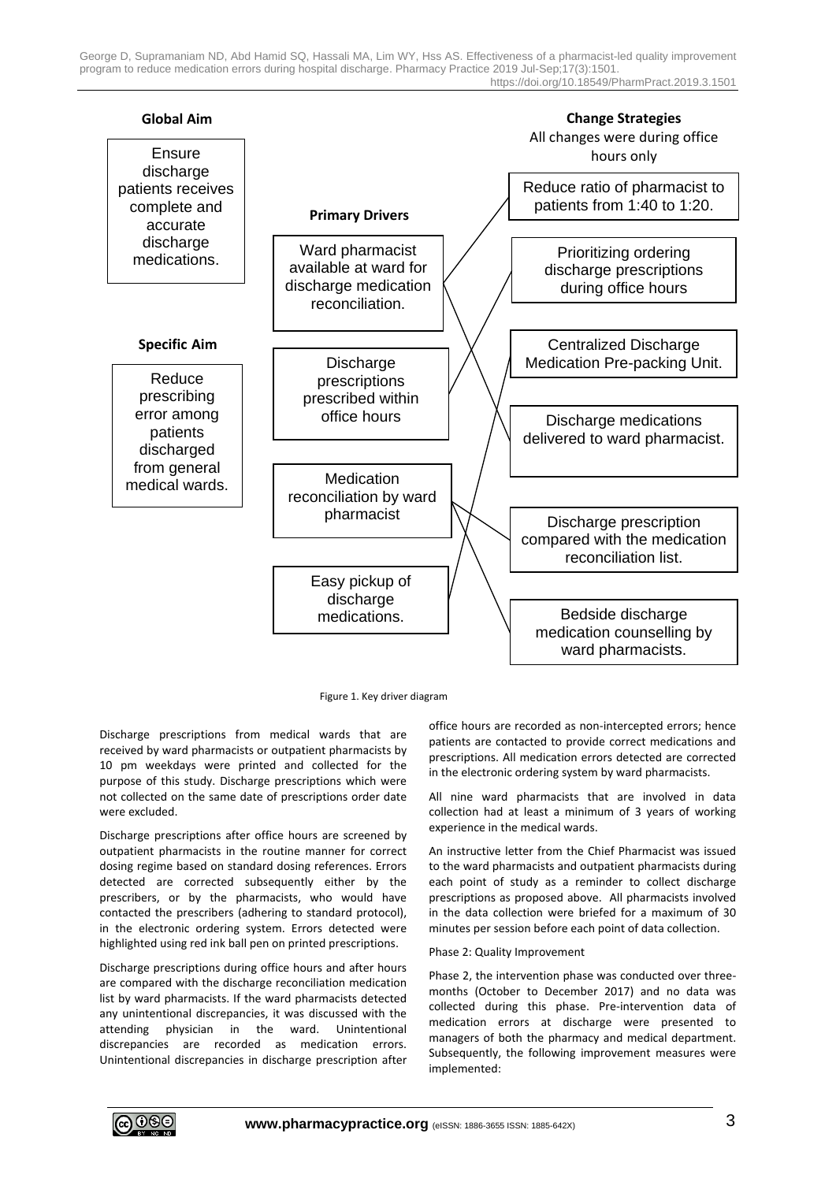**Global Aim**

Ensure discharge patients receives complete and accurate discharge medications.

**Specific Aim**

Reduce prescribing error among patients discharged from general medical wards.

**Primary Drivers**

Ward pharmacist available at ward for discharge medication reconciliation.

Discharge prescriptions prescribed within office hours

Medication reconciliation by ward pharmacist

Easy pickup of discharge medications.

**Change Strategies**

All changes were during office hours only

Reduce ratio of pharmacist to patients from 1:40 to 1:20.

Prioritizing ordering discharge prescriptions during office hours

Centralized Discharge Medication Pre-packing Unit.

Discharge medications delivered to ward pharmacist.

Discharge prescription compared with the medication reconciliation list.

Bedside discharge medication counselling by ward pharmacists.

Figure 1. Key driver diagram

Discharge prescriptions from medical wards that are received by ward pharmacists or outpatient pharmacists by 10 pm weekdays were printed and collected for the purpose of this study. Discharge prescriptions which were not collected on the same date of prescriptions order date were excluded.

Discharge prescriptions after office hours are screened by outpatient pharmacists in the routine manner for correct dosing regime based on standard dosing references. Errors detected are corrected subsequently either by the prescribers, or by the pharmacists, who would have contacted the prescribers (adhering to standard protocol), in the electronic ordering system. Errors detected were highlighted using red ink ball pen on printed prescriptions.

Discharge prescriptions during office hours and after hours are compared with the discharge reconciliation medication list by ward pharmacists. If the ward pharmacists detected any unintentional discrepancies, it was discussed with the attending physician in the ward. Unintentional discrepancies are recorded as medication errors. Unintentional discrepancies in discharge prescription after office hours are recorded as non-intercepted errors; hence patients are contacted to provide correct medications and prescriptions. All medication errors detected are corrected in the electronic ordering system by ward pharmacists.

All nine ward pharmacists that are involved in data collection had at least a minimum of 3 years of working experience in the medical wards.

An instructive letter from the Chief Pharmacist was issued to the ward pharmacists and outpatient pharmacists during each point of study as a reminder to collect discharge prescriptions as proposed above. All pharmacists involved in the data collection were briefed for a maximum of 30 minutes per session before each point of data collection.

Phase 2: Quality Improvement

Phase 2, the intervention phase was conducted over three-months (October to December 2017) and no data was collected during this phase. Pre-intervention data of medication errors at discharge were presented to managers of both the pharmacy and medical department. Subsequently, the following improvement measures were implemented: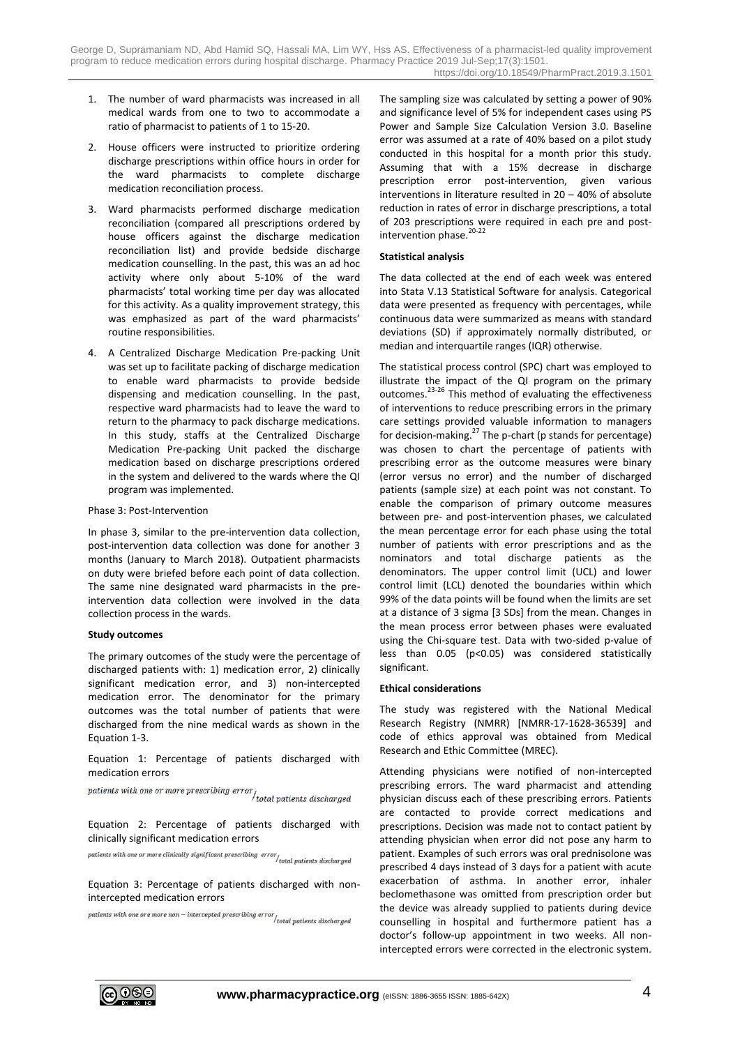1. The number of ward pharmacists was increased in all medical wards from one to two to accommodate a ratio of pharmacist to patients of 1 to 15-20.
2. House officers were instructed to prioritize ordering discharge prescriptions within office hours in order for the ward pharmacists to complete discharge medication reconciliation process.
3. Ward pharmacists performed discharge medication reconciliation (compared all prescriptions ordered by house officers against the discharge medication reconciliation list) and provide bedside discharge medication counselling. In the past, this was an ad hoc activity where only about 5-10% of the ward pharmacists' total working time per day was allocated for this activity. As a quality improvement strategy, this was emphasized as part of the ward pharmacists' routine responsibilities.
4. A Centralized Discharge Medication Pre-packing Unit was set up to facilitate packing of discharge medication to enable ward pharmacists to provide bedside dispensing and medication counselling. In the past, respective ward pharmacists had to leave the ward to return to the pharmacy to pack discharge medications. In this study, staffs at the Centralized Discharge Medication Pre-packing Unit packed the discharge medication based on discharge prescriptions ordered in the system and delivered to the wards where the QI program was implemented.

Phase 3: Post-Intervention

In phase 3, similar to the pre-intervention data collection, post-intervention data collection was done for another 3 months (January to March 2018). Outpatient pharmacists on duty were briefed before each point of data collection. The same nine designated ward pharmacists in the pre-intervention data collection were involved in the data collection process in the wards.

**Study outcomes**

The primary outcomes of the study were the percentage of discharged patients with: 1) medication error, 2) clinically significant medication error, and 3) non-intercepted medication error. The denominator for the primary outcomes was the total number of patients that were discharged from the nine medical wards as shown in the Equation 1-3.

Equation 1: Percentage of patients discharged with medication errors

$$\text{patients with one or more prescribing error}/_{\text{total patients discharged}}$$

Equation 2: Percentage of patients discharged with clinically significant medication errors

$$\text{patients with one or more clinically significant prescribing error}/_{\text{total patients discharged}}$$

Equation 3: Percentage of patients discharged with non-intercepted medication errors

$$\text{patients with one ore more non} - \text{intercepted prescribing error}/_{\text{total patients discharged}}$$

The sampling size was calculated by setting a power of 90% and significance level of 5% for independent cases using PS Power and Sample Size Calculation Version 3.0. Baseline error was assumed at a rate of 40% based on a pilot study conducted in this hospital for a month prior this study. Assuming that with a 15% decrease in discharge prescription error post-intervention, given various interventions in literature resulted in 20 – 40% of absolute reduction in rates of error in discharge prescriptions, a total of 203 prescriptions were required in each pre and post-intervention phase.[20-22]

**Statistical analysis**

The data collected at the end of each week was entered into Stata V.13 Statistical Software for analysis. Categorical data were presented as frequency with percentages, while continuous data were summarized as means with standard deviations (SD) if approximately normally distributed, or median and interquartile ranges (IQR) otherwise.

The statistical process control (SPC) chart was employed to illustrate the impact of the QI program on the primary outcomes.[23-26] This method of evaluating the effectiveness of interventions to reduce prescribing errors in the primary care settings provided valuable information to managers for decision-making.[27] The p-chart (p stands for percentage) was chosen to chart the percentage of patients with prescribing error as the outcome measures were binary (error versus no error) and the number of discharged patients (sample size) at each point was not constant. To enable the comparison of primary outcome measures between pre- and post-intervention phases, we calculated the mean percentage error for each phase using the total number of patients with error prescriptions and as the nominators and total discharge patients as the denominators. The upper control limit (UCL) and lower control limit (LCL) denoted the boundaries within which 99% of the data points will be found when the limits are set at a distance of 3 sigma [3 SDs] from the mean. Changes in the mean process error between phases were evaluated using the Chi-square test. Data with two-sided p-value of less than 0.05 ($p<0.05$) was considered statistically significant.

**Ethical considerations**

The study was registered with the National Medical Research Registry (NMRR) [NMRR-17-1628-36539] and code of ethics approval was obtained from Medical Research and Ethic Committee (MREC).

Attending physicians were notified of non-intercepted prescribing errors. The ward pharmacist and attending physician discuss each of these prescribing errors. Patients are contacted to provide correct medications and prescriptions. Decision was made not to contact patient by attending physician when error did not pose any harm to patient. Examples of such errors was oral prednisolone was prescribed 4 days instead of 3 days for a patient with acute exacerbation of asthma. In another error, inhaler beclomethasone was omitted from prescription order but the device was already supplied to patients during device counselling in hospital and furthermore patient has a doctor's follow-up appointment in two weeks. All non-intercepted errors were corrected in the electronic system.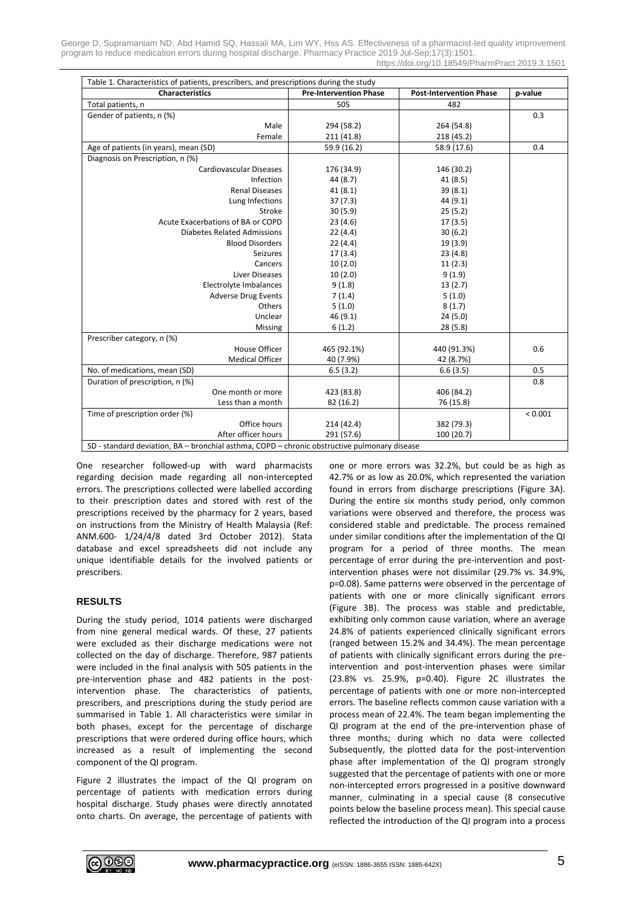Table 1. Characteristics of patients, prescribers, and prescriptions during the study

| Characteristics | Pre-Intervention Phase | Post-Intervention Phase | p-value |
|---|---|---|---|
| Total patients, n | 505 | 482 | |
| Gender of patients, n (%) | | | 0.3 |
| Male | 294 (58.2) | 264 (54.8) | |
| Female | 211 (41.8) | 218 (45.2) | |
| Age of patients (in years), mean (SD) | 59.9 (16.2) | 58.9 (17.6) | 0.4 |
| Diagnosis on Prescription, n (%) | | | |
| Cardiovascular Diseases | 176 (34.9) | 146 (30.2) | |
| Infection | 44 (8.7) | 41 (8.5) | |
| Renal Diseases | 41 (8.1) | 39 (8.1) | |
| Lung Infections | 37 (7.3) | 44 (9.1) | |
| Stroke | 30 (5.9) | 25 (5.2) | |
| Acute Exacerbations of BA or COPD | 23 (4.6) | 17 (3.5) | |
| Diabetes Related Admissions | 22 (4.4) | 30 (6.2) | |
| Blood Disorders | 22 (4.4) | 19 (3.9) | |
| Seizures | 17 (3.4) | 23 (4.8) | |
| Cancers | 10 (2.0) | 11 (2.3) | |
| Liver Diseases | 10 (2.0) | 9 (1.9) | |
| Electrolyte Imbalances | 9 (1.8) | 13 (2.7) | |
| Adverse Drug Events | 7 (1.4) | 5 (1.0) | |
| Others | 5 (1.0) | 8 (1.7) | |
| Unclear | 46 (9.1) | 24 (5.0) | |
| Missing | 6 (1.2) | 28 (5.8) | |
| Prescriber category, n (%) | | | |
| House Officer | 465 (92.1%) | 440 (91.3%) | 0.6 |
| Medical Officer | 40 (7.9%) | 42 (8.7%) | |
| No. of medications, mean (SD) | 6.5 (3.2) | 6.6 (3.5) | 0.5 |
| Duration of prescription, n (%) | | | 0.8 |
| One month or more | 423 (83.8) | 406 (84.2) | |
| Less than a month | 82 (16.2) | 76 (15.8) | |
| Time of prescription order (%) | | | < 0.001 |
| Office hours | 214 (42.4) | 382 (79.3) | |
| After officer hours | 291 (57.6) | 100 (20.7) | |

SD - standard deviation, BA – bronchial asthma, COPD – chronic obstructive pulmonary disease

One researcher followed-up with ward pharmacists regarding decision made regarding all non-intercepted errors. The prescriptions collected were labelled according to their prescription dates and stored with rest of the prescriptions received by the pharmacy for 2 years, based on instructions from the Ministry of Health Malaysia (Ref: ANM.600- 1/24/4/8 dated 3rd October 2012). Stata database and excel spreadsheets did not include any unique identifiable details for the involved patients or prescribers.

## RESULTS

During the study period, 1014 patients were discharged from nine general medical wards. Of these, 27 patients were excluded as their discharge medications were not collected on the day of discharge. Therefore, 987 patients were included in the final analysis with 505 patients in the pre-intervention phase and 482 patients in the post-intervention phase. The characteristics of patients, prescribers, and prescriptions during the study period are summarised in Table 1. All characteristics were similar in both phases, except for the percentage of discharge prescriptions that were ordered during office hours, which increased as a result of implementing the second component of the QI program.

Figure 2 illustrates the impact of the QI program on percentage of patients with medication errors during hospital discharge. Study phases were directly annotated onto charts. On average, the percentage of patients with one or more errors was 32.2%, but could be as high as 42.7% or as low as 20.0%, which represented the variation found in errors from discharge prescriptions (Figure 3A). During the entire six months study period, only common variations were observed and therefore, the process was considered stable and predictable. The process remained under similar conditions after the implementation of the QI program for a period of three months. The mean percentage of error during the pre-intervention and post-intervention phases were not dissimilar (29.7% vs. 34.9%, p=0.08). Same patterns were observed in the percentage of patients with one or more clinically significant errors (Figure 3B). The process was stable and predictable, exhibiting only common cause variation, where an average 24.8% of patients experienced clinically significant errors (ranged between 15.2% and 34.4%). The mean percentage of patients with clinically significant errors during the pre-intervention and post-intervention phases were similar (23.8% vs. 25.9%, p=0.40). Figure 2C illustrates the percentage of patients with one or more non-intercepted errors. The baseline reflects common cause variation with a process mean of 22.4%. The team began implementing the QI program at the end of the pre-intervention phase of three months; during which no data were collected Subsequently, the plotted data for the post-intervention phase after implementation of the QI program strongly suggested that the percentage of patients with one or more non-intercepted errors progressed in a positive downward manner, culminating in a special cause (8 consecutive points below the baseline process mean). This special cause reflected the introduction of the QI program into a process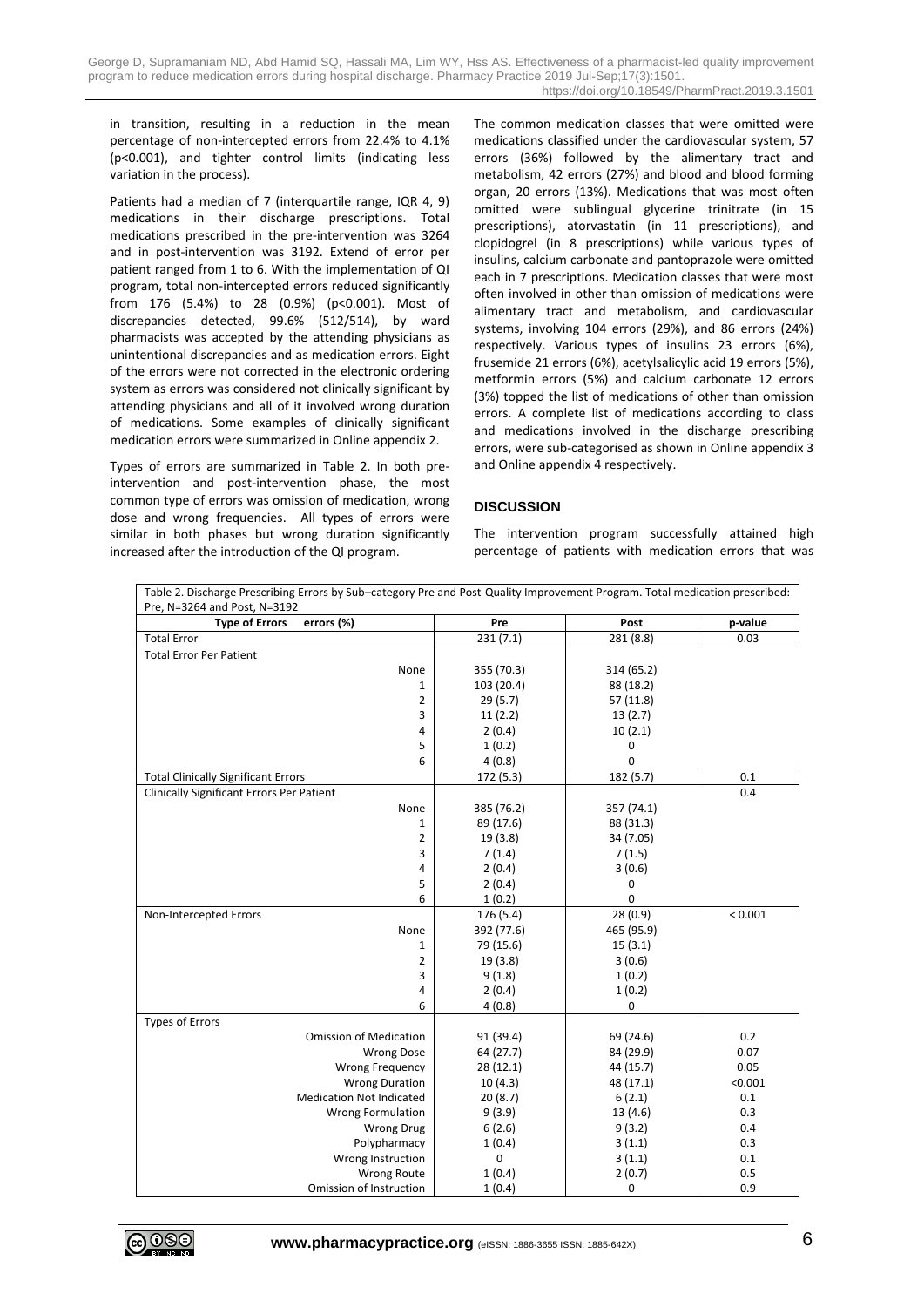in transition, resulting in a reduction in the mean percentage of non-intercepted errors from 22.4% to 4.1% (p<0.001), and tighter control limits (indicating less variation in the process).

Patients had a median of 7 (interquartile range, IQR 4, 9) medications in their discharge prescriptions. Total medications prescribed in the pre-intervention was 3264 and in post-intervention was 3192. Extend of error per patient ranged from 1 to 6. With the implementation of QI program, total non-intercepted errors reduced significantly from 176 (5.4%) to 28 (0.9%) (p<0.001). Most of discrepancies detected, 99.6% (512/514), by ward pharmacists was accepted by the attending physicians as unintentional discrepancies and as medication errors. Eight of the errors were not corrected in the electronic ordering system as errors was considered not clinically significant by attending physicians and all of it involved wrong duration of medications. Some examples of clinically significant medication errors were summarized in Online appendix 2.

Types of errors are summarized in Table 2. In both pre-intervention and post-intervention phase, the most common type of errors was omission of medication, wrong dose and wrong frequencies. All types of errors were similar in both phases but wrong duration significantly increased after the introduction of the QI program.

The common medication classes that were omitted were medications classified under the cardiovascular system, 57 errors (36%) followed by the alimentary tract and metabolism, 42 errors (27%) and blood and blood forming organ, 20 errors (13%). Medications that was most often omitted were sublingual glycerine trinitrate (in 15 prescriptions), atorvastatin (in 11 prescriptions), and clopidogrel (in 8 prescriptions) while various types of insulins, calcium carbonate and pantoprazole were omitted each in 7 prescriptions. Medication classes that were most often involved in other than omission of medications were alimentary tract and metabolism, and cardiovascular systems, involving 104 errors (29%), and 86 errors (24%) respectively. Various types of insulins 23 errors (6%), frusemide 21 errors (6%), acetylsalicylic acid 19 errors (5%), metformin errors (5%) and calcium carbonate 12 errors (3%) topped the list of medications of other than omission errors. A complete list of medications according to class and medications involved in the discharge prescribing errors, were sub-categorised as shown in Online appendix 3 and Online appendix 4 respectively.

## DISCUSSION

The intervention program successfully attained high percentage of patients with medication errors that was

Table 2. Discharge Prescribing Errors by Sub–category Pre and Post-Quality Improvement Program. Total medication prescribed: Pre, N=3264 and Post, N=3192

| Type of Errors errors (%) | Pre | Post | p-value |
|---|---|---|---|
| Total Error | 231 (7.1) | 281 (8.8) | 0.03 |
| Total Error Per Patient | | | |
| None | 355 (70.3) | 314 (65.2) | |
| 1 | 103 (20.4) | 88 (18.2) | |
| 2 | 29 (5.7) | 57 (11.8) | |
| 3 | 11 (2.2) | 13 (2.7) | |
| 4 | 2 (0.4) | 10 (2.1) | |
| 5 | 1 (0.2) | 0 | |
| 6 | 4 (0.8) | 0 | |
| Total Clinically Significant Errors | 172 (5.3) | 182 (5.7) | 0.1 |
| Clinically Significant Errors Per Patient | | | 0.4 |
| None | 385 (76.2) | 357 (74.1) | |
| 1 | 89 (17.6) | 88 (31.3) | |
| 2 | 19 (3.8) | 34 (7.05) | |
| 3 | 7 (1.4) | 7 (1.5) | |
| 4 | 2 (0.4) | 3 (0.6) | |
| 5 | 2 (0.4) | 0 | |
| 6 | 1 (0.2) | 0 | |
| Non-Intercepted Errors | 176 (5.4) | 28 (0.9) | < 0.001 |
| None | 392 (77.6) | 465 (95.9) | |
| 1 | 79 (15.6) | 15 (3.1) | |
| 2 | 19 (3.8) | 3 (0.6) | |
| 3 | 9 (1.8) | 1 (0.2) | |
| 4 | 2 (0.4) | 1 (0.2) | |
| 6 | 4 (0.8) | 0 | |
| Types of Errors | | | |
| Omission of Medication | 91 (39.4) | 69 (24.6) | 0.2 |
| Wrong Dose | 64 (27.7) | 84 (29.9) | 0.07 |
| Wrong Frequency | 28 (12.1) | 44 (15.7) | 0.05 |
| Wrong Duration | 10 (4.3) | 48 (17.1) | <0.001 |
| Medication Not Indicated | 20 (8.7) | 6 (2.1) | 0.1 |
| Wrong Formulation | 9 (3.9) | 13 (4.6) | 0.3 |
| Wrong Drug | 6 (2.6) | 9 (3.2) | 0.4 |
| Polypharmacy | 1 (0.4) | 3 (1.1) | 0.3 |
| Wrong Instruction | 0 | 3 (1.1) | 0.1 |
| Wrong Route | 1 (0.4) | 2 (0.7) | 0.5 |
| Omission of Instruction | 1 (0.4) | 0 | 0.9 |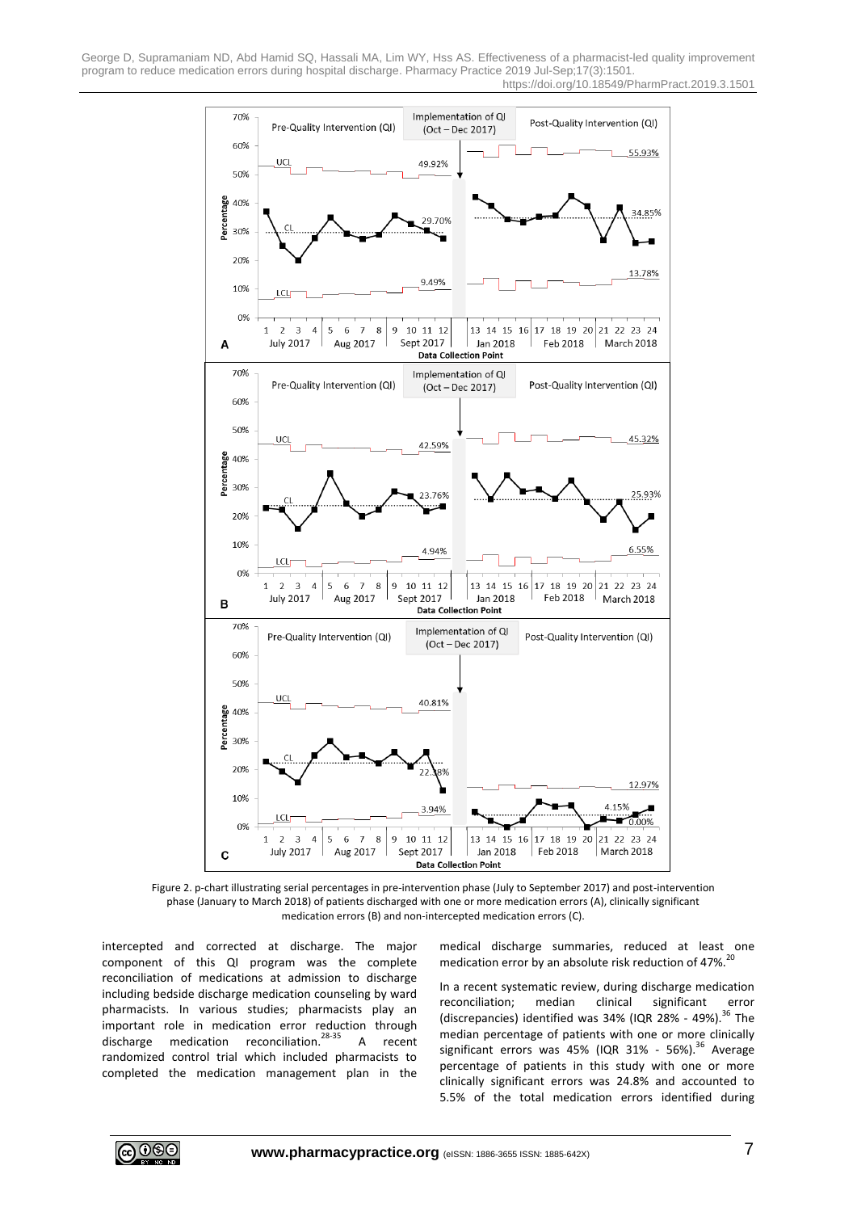A

70%

Pre-Quality Intervention (QI)

Implementation of QI (Oct – Dec 2017)

Post-Quality Intervention (QI)

60%

55.93%

UCL

49.92%

50%

40%

Percentage

34.85%

CL

29.70%

30%

20%

13.78%

LCL

9.49%

10%

0%

1 2 3 4 5 6 7 8 9 10 11 12 13 14 15 16 17 18 19 20 21 22 23 24

July 2017 Aug 2017 Sept 2017 Jan 2018 Feb 2018 March 2018

Data Collection Point

B

70%

Pre-Quality Intervention (QI)

Implementation of QI (Oct – Dec 2017)

Post-Quality Intervention (QI)

60%

50%

UCL

42.59%

45.32%

40%

Percentage

30%

23.76%

25.93%

CL

20%

10%

4.94%

6.55%

LCL

0%

1 2 3 4 5 6 7 8 9 10 11 12 13 14 15 16 17 18 19 20 21 22 23 24

July 2017 Aug 2017 Sept 2017 Jan 2018 Feb 2018 March 2018

Data Collection Point

C

70%

Pre-Quality Intervention (QI)

Implementation of QI (Oct – Dec 2017)

Post-Quality Intervention (QI)

60%

50%

UCL

40.81%

40%

Percentage

30%

CL

22.38%

20%

12.97%

10%

3.94%

4.15%

LCL

0.00%

0%

1 2 3 4 5 6 7 8 9 10 11 12 13 14 15 16 17 18 19 20 21 22 23 24

July 2017 Aug 2017 Sept 2017 Jan 2018 Feb 2018 March 2018

Data Collection Point

Figure 2. p-chart illustrating serial percentages in pre-intervention phase (July to September 2017) and post-intervention phase (January to March 2018) of patients discharged with one or more medication errors (A), clinically significant medication errors (B) and non-intercepted medication errors (C).

intercepted and corrected at discharge. The major component of this QI program was the complete reconciliation of medications at admission to discharge including bedside discharge medication counseling by ward pharmacists. In various studies; pharmacists play an important role in medication error reduction through discharge medication reconciliation.[28-35] A recent randomized control trial which included pharmacists to completed the medication management plan in the medical discharge summaries, reduced at least one medication error by an absolute risk reduction of 47%.[20]

In a recent systematic review, during discharge medication reconciliation; median clinical significant error (discrepancies) identified was 34% (IQR 28% - 49%).[36] The median percentage of patients with one or more clinically significant errors was 45% (IQR 31% - 56%).[36] Average percentage of patients in this study with one or more clinically significant errors was 24.8% and accounted to 5.5% of the total medication errors identified during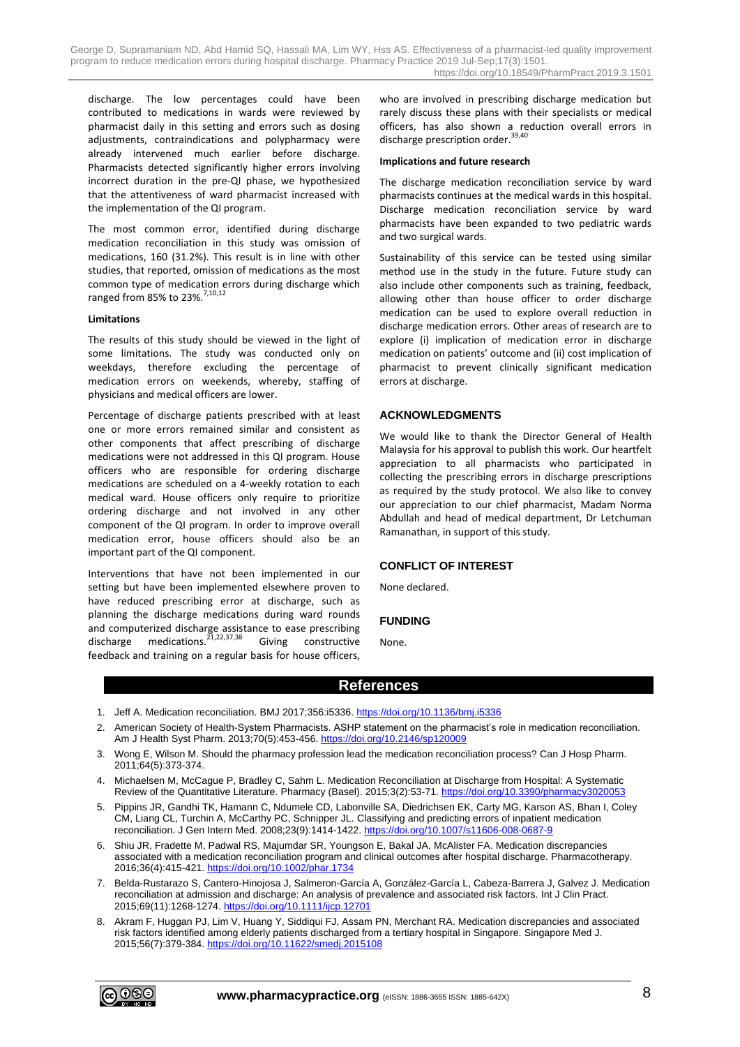discharge. The low percentages could have been contributed to medications in wards were reviewed by pharmacist daily in this setting and errors such as dosing adjustments, contraindications and polypharmacy were already intervened much earlier before discharge. Pharmacists detected significantly higher errors involving incorrect duration in the pre-QI phase, we hypothesized that the attentiveness of ward pharmacist increased with the implementation of the QI program.

The most common error, identified during discharge medication reconciliation in this study was omission of medications, 160 (31.2%). This result is in line with other studies, that reported, omission of medications as the most common type of medication errors during discharge which ranged from 85% to 23%.[7,10,12]

**Limitations**

The results of this study should be viewed in the light of some limitations. The study was conducted only on weekdays, therefore excluding the percentage of medication errors on weekends, whereby, staffing of physicians and medical officers are lower.

Percentage of discharge patients prescribed with at least one or more errors remained similar and consistent as other components that affect prescribing of discharge medications were not addressed in this QI program. House officers who are responsible for ordering discharge medications are scheduled on a 4-weekly rotation to each medical ward. House officers only require to prioritize ordering discharge and not involved in any other component of the QI program. In order to improve overall medication error, house officers should also be an important part of the QI component.

Interventions that have not been implemented in our setting but have been implemented elsewhere proven to have reduced prescribing error at discharge, such as planning the discharge medications during ward rounds and computerized discharge assistance to ease prescribing discharge medications.[21,22,37,38] Giving constructive feedback and training on a regular basis for house officers, who are involved in prescribing discharge medication but rarely discuss these plans with their specialists or medical officers, has also shown a reduction overall errors in discharge prescription order.[39,40]

**Implications and future research**

The discharge medication reconciliation service by ward pharmacists continues at the medical wards in this hospital. Discharge medication reconciliation service by ward pharmacists have been expanded to two pediatric wards and two surgical wards.

Sustainability of this service can be tested using similar method use in the study in the future. Future study can also include other components such as training, feedback, allowing other than house officer to order discharge medication can be used to explore overall reduction in discharge medication errors. Other areas of research are to explore (i) implication of medication error in discharge medication on patients' outcome and (ii) cost implication of pharmacist to prevent clinically significant medication errors at discharge.

## ACKNOWLEDGMENTS

We would like to thank the Director General of Health Malaysia for his approval to publish this work. Our heartfelt appreciation to all pharmacists who participated in collecting the prescribing errors in discharge prescriptions as required by the study protocol. We also like to convey our appreciation to our chief pharmacist, Madam Norma Abdullah and head of medical department, Dr Letchuman Ramanathan, in support of this study.

## CONFLICT OF INTEREST

None declared.

## FUNDING

None.

## References

1. Jeff A. Medication reconciliation. BMJ 2017;356:i5336. https://doi.org/10.1136/bmj.i5336
2. American Society of Health-System Pharmacists. ASHP statement on the pharmacist's role in medication reconciliation. Am J Health Syst Pharm. 2013;70(5):453-456. https://doi.org/10.2146/sp120009
3. Wong E, Wilson M. Should the pharmacy profession lead the medication reconciliation process? Can J Hosp Pharm. 2011;64(5):373-374.
4. Michaelsen M, McCague P, Bradley C, Sahm L. Medication Reconciliation at Discharge from Hospital: A Systematic Review of the Quantitative Literature. Pharmacy (Basel). 2015;3(2):53-71. https://doi.org/10.3390/pharmacy3020053
5. Pippins JR, Gandhi TK, Hamann C, Ndumele CD, Labonville SA, Diedrichsen EK, Carty MG, Karson AS, Bhan I, Coley CM, Liang CL, Turchin A, McCarthy PC, Schnipper JL. Classifying and predicting errors of inpatient medication reconciliation. J Gen Intern Med. 2008;23(9):1414-1422. https://doi.org/10.1007/s11606-008-0687-9
6. Shiu JR, Fradette M, Padwal RS, Majumdar SR, Youngson E, Bakal JA, McAlister FA. Medication discrepancies associated with a medication reconciliation program and clinical outcomes after hospital discharge. Pharmacotherapy. 2016;36(4):415-421. https://doi.org/10.1002/phar.1734
7. Belda-Rustarazo S, Cantero-Hinojosa J, Salmeron-García A, González-García L, Cabeza-Barrera J, Galvez J. Medication reconciliation at admission and discharge: An analysis of prevalence and associated risk factors. Int J Clin Pract. 2015;69(11):1268-1274. https://doi.org/10.1111/ijcp.12701
8. Akram F, Huggan PJ, Lim V, Huang Y, Siddiqui FJ, Assam PN, Merchant RA. Medication discrepancies and associated risk factors identified among elderly patients discharged from a tertiary hospital in Singapore. Singapore Med J. 2015;56(7):379-384. https://doi.org/10.11622/smedj.2015108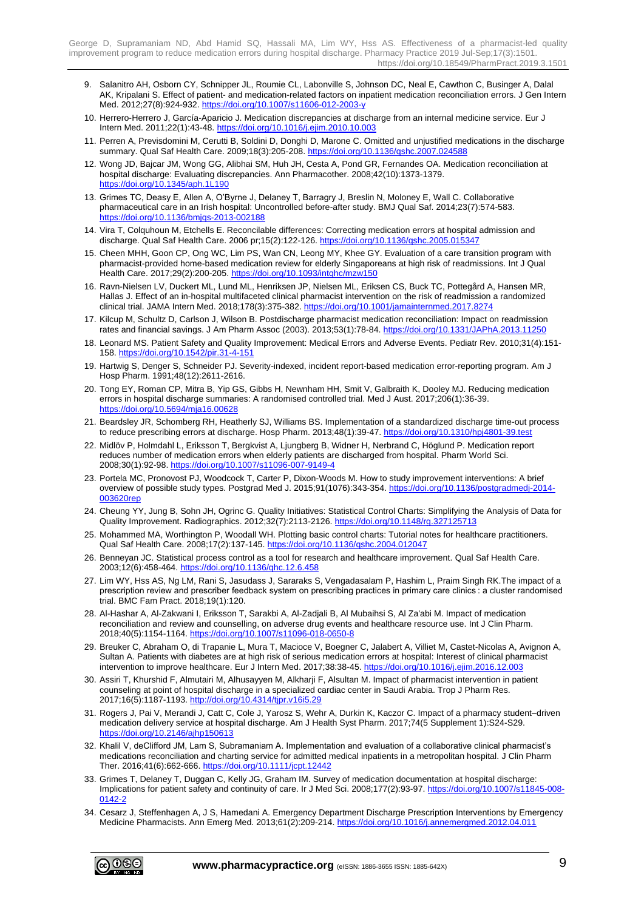9. Salanitro AH, Osborn CY, Schnipper JL, Roumie CL, Labonville S, Johnson DC, Neal E, Cawthon C, Businger A, Dalal AK, Kripalani S. Effect of patient- and medication-related factors on inpatient medication reconciliation errors. J Gen Intern Med. 2012;27(8):924-932. https://doi.org/10.1007/s11606-012-2003-y
10. Herrero-Herrero J, García-Aparicio J. Medication discrepancies at discharge from an internal medicine service. Eur J Intern Med. 2011;22(1):43-48. https://doi.org/10.1016/j.ejim.2010.10.003
11. Perren A, Previsdomini M, Cerutti B, Soldini D, Donghi D, Marone C. Omitted and unjustified medications in the discharge summary. Qual Saf Health Care. 2009;18(3):205-208. https://doi.org/10.1136/qshc.2007.024588
12. Wong JD, Bajcar JM, Wong GG, Alibhai SM, Huh JH, Cesta A, Pond GR, Fernandes OA. Medication reconciliation at hospital discharge: Evaluating discrepancies. Ann Pharmacother. 2008;42(10):1373-1379. https://doi.org/10.1345/aph.1L190
13. Grimes TC, Deasy E, Allen A, O'Byrne J, Delaney T, Barragry J, Breslin N, Moloney E, Wall C. Collaborative pharmaceutical care in an Irish hospital: Uncontrolled before-after study. BMJ Qual Saf. 2014;23(7):574-583. https://doi.org/10.1136/bmjqs-2013-002188
14. Vira T, Colquhoun M, Etchells E. Reconcilable differences: Correcting medication errors at hospital admission and discharge. Qual Saf Health Care. 2006 pr;15(2):122-126. https://doi.org/10.1136/qshc.2005.015347
15. Cheen MHH, Goon CP, Ong WC, Lim PS, Wan CN, Leong MY, Khee GY. Evaluation of a care transition program with pharmacist-provided home-based medication review for elderly Singaporeans at high risk of readmissions. Int J Qual Health Care. 2017;29(2):200-205. https://doi.org/10.1093/intqhc/mzw150
16. Ravn-Nielsen LV, Duckert ML, Lund ML, Henriksen JP, Nielsen ML, Eriksen CS, Buck TC, Pottegård A, Hansen MR, Hallas J. Effect of an in-hospital multifaceted clinical pharmacist intervention on the risk of readmission a randomized clinical trial. JAMA Intern Med. 2018;178(3):375-382. https://doi.org/10.1001/jamainternmed.2017.8274
17. Kilcup M, Schultz D, Carlson J, Wilson B. Postdischarge pharmacist medication reconciliation: Impact on readmission rates and financial savings. J Am Pharm Assoc (2003). 2013;53(1):78-84. https://doi.org/10.1331/JAPhA.2013.11250
18. Leonard MS. Patient Safety and Quality Improvement: Medical Errors and Adverse Events. Pediatr Rev. 2010;31(4):151-158. https://doi.org/10.1542/pir.31-4-151
19. Hartwig S, Denger S, Schneider PJ. Severity-indexed, incident report-based medication error-reporting program. Am J Hosp Pharm. 1991;48(12):2611-2616.
20. Tong EY, Roman CP, Mitra B, Yip GS, Gibbs H, Newnham HH, Smit V, Galbraith K, Dooley MJ. Reducing medication errors in hospital discharge summaries: A randomised controlled trial. Med J Aust. 2017;206(1):36-39. https://doi.org/10.5694/mja16.00628
21. Beardsley JR, Schomberg RH, Heatherly SJ, Williams BS. Implementation of a standardized discharge time-out process to reduce prescribing errors at discharge. Hosp Pharm. 2013;48(1):39-47. https://doi.org/10.1310/hpj4801-39.test
22. Midlöv P, Holmdahl L, Eriksson T, Bergkvist A, Ljungberg B, Widner H, Nerbrand C, Höglund P. Medication report reduces number of medication errors when elderly patients are discharged from hospital. Pharm World Sci. 2008;30(1):92-98. https://doi.org/10.1007/s11096-007-9149-4
23. Portela MC, Pronovost PJ, Woodcock T, Carter P, Dixon-Woods M. How to study improvement interventions: A brief overview of possible study types. Postgrad Med J. 2015;91(1076):343-354. https://doi.org/10.1136/postgradmedj-2014-003620rep
24. Cheung YY, Jung B, Sohn JH, Ogrinc G. Quality Initiatives: Statistical Control Charts: Simplifying the Analysis of Data for Quality Improvement. Radiographics. 2012;32(7):2113-2126. https://doi.org/10.1148/rg.327125713
25. Mohammed MA, Worthington P, Woodall WH. Plotting basic control charts: Tutorial notes for healthcare practitioners. Qual Saf Health Care. 2008;17(2):137-145. https://doi.org/10.1136/qshc.2004.012047
26. Benneyan JC. Statistical process control as a tool for research and healthcare improvement. Qual Saf Health Care. 2003;12(6):458-464. https://doi.org/10.1136/qhc.12.6.458
27. Lim WY, Hss AS, Ng LM, Rani S, Jasudass J, Sararaks S, Vengadasalam P, Hashim L, Praim Singh RK.The impact of a prescription review and prescriber feedback system on prescribing practices in primary care clinics : a cluster randomised trial. BMC Fam Pract. 2018;19(1):120.
28. Al-Hashar A, Al-Zakwani I, Eriksson T, Sarakbi A, Al-Zadjali B, Al Mubaihsi S, Al Za'abi M. Impact of medication reconciliation and review and counselling, on adverse drug events and healthcare resource use. Int J Clin Pharm. 2018;40(5):1154-1164. https://doi.org/10.1007/s11096-018-0650-8
29. Breuker C, Abraham O, di Trapanie L, Mura T, Macioce V, Boegner C, Jalabert A, Villiet M, Castet-Nicolas A, Avignon A, Sultan A. Patients with diabetes are at high risk of serious medication errors at hospital: Interest of clinical pharmacist intervention to improve healthcare. Eur J Intern Med. 2017;38:38-45. https://doi.org/10.1016/j.ejim.2016.12.003
30. Assiri T, Khurshid F, Almutairi M, Alhusayyen M, Alkharji F, Alsultan M. Impact of pharmacist intervention in patient counseling at point of hospital discharge in a specialized cardiac center in Saudi Arabia. Trop J Pharm Res. 2017;16(5):1187-1193. http://doi.org/10.4314/tjpr.v16i5.29
31. Rogers J, Pai V, Merandi J, Catt C, Cole J, Yarosz S, Wehr A, Durkin K, Kaczor C. Impact of a pharmacy student–driven medication delivery service at hospital discharge. Am J Health Syst Pharm. 2017;74(5 Supplement 1):S24-S29. https://doi.org/10.2146/ajhp150613
32. Khalil V, deClifford JM, Lam S, Subramaniam A. Implementation and evaluation of a collaborative clinical pharmacist's medications reconciliation and charting service for admitted medical inpatients in a metropolitan hospital. J Clin Pharm Ther. 2016;41(6):662-666. https://doi.org/10.1111/jcpt.12442
33. Grimes T, Delaney T, Duggan C, Kelly JG, Graham IM. Survey of medication documentation at hospital discharge: Implications for patient safety and continuity of care. Ir J Med Sci. 2008;177(2):93-97. https://doi.org/10.1007/s11845-008-0142-2
34. Cesarz J, Steffenhagen A, J S, Hamedani A. Emergency Department Discharge Prescription Interventions by Emergency Medicine Pharmacists. Ann Emerg Med. 2013;61(2):209-214. https://doi.org/10.1016/j.annemergmed.2012.04.011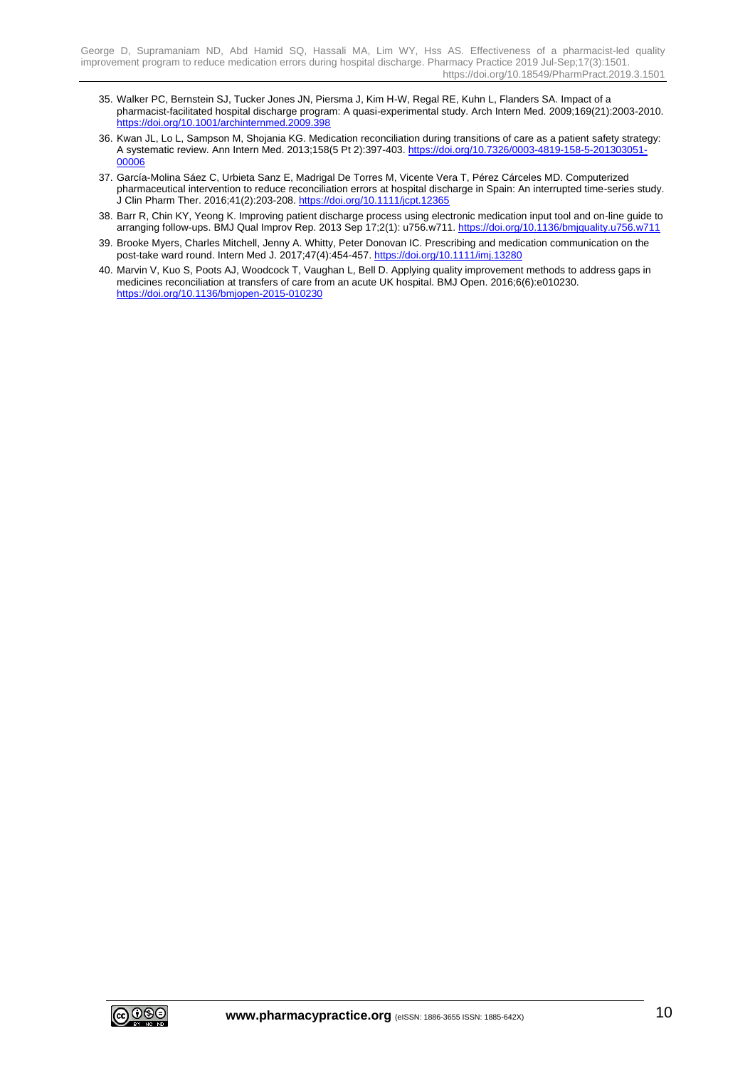35. Walker PC, Bernstein SJ, Tucker Jones JN, Piersma J, Kim H-W, Regal RE, Kuhn L, Flanders SA. Impact of a pharmacist-facilitated hospital discharge program: A quasi-experimental study. Arch Intern Med. 2009;169(21):2003-2010. https://doi.org/10.1001/archinternmed.2009.398
36. Kwan JL, Lo L, Sampson M, Shojania KG. Medication reconciliation during transitions of care as a patient safety strategy: A systematic review. Ann Intern Med. 2013;158(5 Pt 2):397-403. https://doi.org/10.7326/0003-4819-158-5-201303051-00006
37. García-Molina Sáez C, Urbieta Sanz E, Madrigal De Torres M, Vicente Vera T, Pérez Cárceles MD. Computerized pharmaceutical intervention to reduce reconciliation errors at hospital discharge in Spain: An interrupted time-series study. J Clin Pharm Ther. 2016;41(2):203-208. https://doi.org/10.1111/jcpt.12365
38. Barr R, Chin KY, Yeong K. Improving patient discharge process using electronic medication input tool and on-line guide to arranging follow-ups. BMJ Qual Improv Rep. 2013 Sep 17;2(1): u756.w711. https://doi.org/10.1136/bmjquality.u756.w711
39. Brooke Myers, Charles Mitchell, Jenny A. Whitty, Peter Donovan IC. Prescribing and medication communication on the post-take ward round. Intern Med J. 2017;47(4):454-457. https://doi.org/10.1111/imj.13280
40. Marvin V, Kuo S, Poots AJ, Woodcock T, Vaughan L, Bell D. Applying quality improvement methods to address gaps in medicines reconciliation at transfers of care from an acute UK hospital. BMJ Open. 2016;6(6):e010230. https://doi.org/10.1136/bmjopen-2015-010230